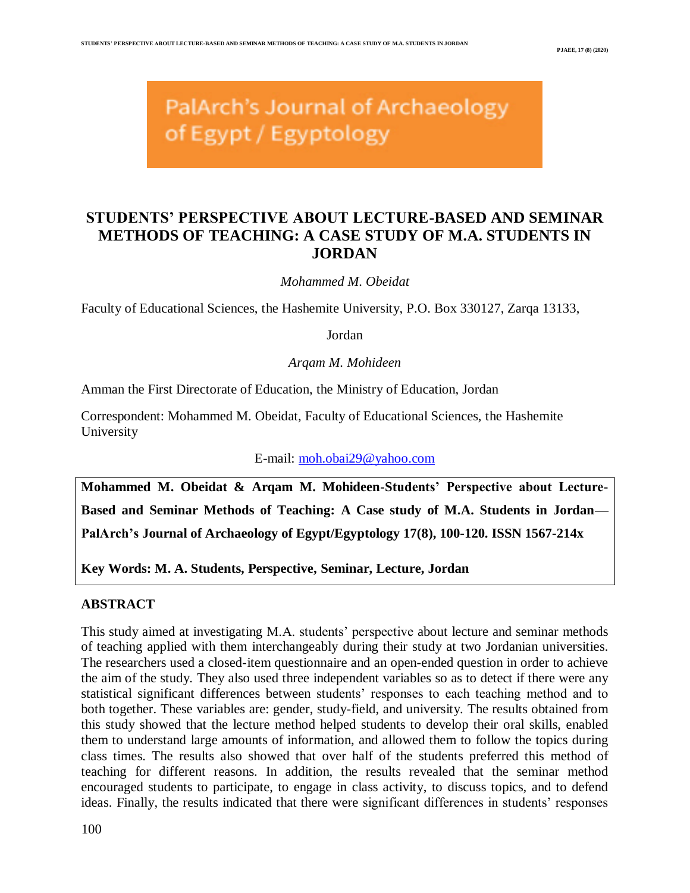PalArch's Journal of Archaeology of Egypt / Egyptology

# STUDENTS' PERSPECTIVE ABOUT LECTURE-BASED AND SEMINAR METHODS OF TEACHING: A CASE STUDY OF M.A. STUDENTS IN JORDAN

*Mohammed M. Obeidat*

Faculty of Educational Sciences, the Hashemite University, P.O. Box 330127, Zarqa 13133, Jordan

*Arqam M. Mohideen*

Amman the First Directorate of Education, the Ministry of Education, Jordan

Correspondent: Mohammed M. Obeidat, Faculty of Educational Sciences, the Hashemite University

E-mail: moh.obai29@yahoo.com

**Mohammed M. Obeidat & Arqam M. Mohideen-Students' Perspective about Lecture-Based and Seminar Methods of Teaching: A Case study of M.A. Students in Jordan— PalArch's Journal of Archaeology of Egypt/Egyptology 17(8), 100-120. ISSN 1567-214x**

**Key Words: M. A. Students, Perspective, Seminar, Lecture, Jordan**

## ABSTRACT

This study aimed at investigating M.A. students' perspective about lecture and seminar methods of teaching applied with them interchangeably during their study at two Jordanian universities. The researchers used a closed-item questionnaire and an open-ended question in order to achieve the aim of the study. They also used three independent variables so as to detect if there were any statistical significant differences between students' responses to each teaching method and to both together. These variables are: gender, study-field, and university. The results obtained from this study showed that the lecture method helped students to develop their oral skills, enabled them to understand large amounts of information, and allowed them to follow the topics during class times. The results also showed that over half of the students preferred this method of teaching for different reasons. In addition, the results revealed that the seminar method encouraged students to participate, to engage in class activity, to discuss topics, and to defend ideas. Finally, the results indicated that there were significant differences in students' responses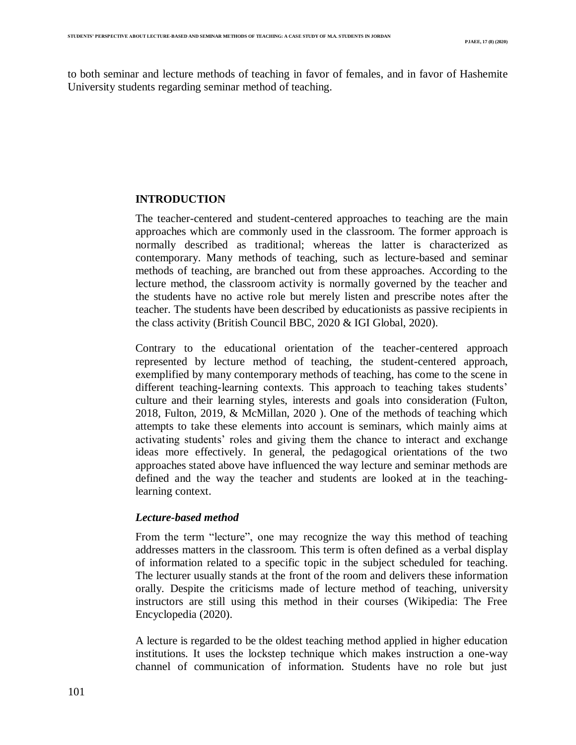to both seminar and lecture methods of teaching in favor of females, and in favor of Hashemite University students regarding seminar method of teaching.

## INTRODUCTION

The teacher-centered and student-centered approaches to teaching are the main approaches which are commonly used in the classroom. The former approach is normally described as traditional; whereas the latter is characterized as contemporary. Many methods of teaching, such as lecture-based and seminar methods of teaching, are branched out from these approaches. According to the lecture method, the classroom activity is normally governed by the teacher and the students have no active role but merely listen and prescribe notes after the teacher. The students have been described by educationists as passive recipients in the class activity (British Council BBC, 2020 & IGI Global, 2020).

Contrary to the educational orientation of the teacher-centered approach represented by lecture method of teaching, the student-centered approach, exemplified by many contemporary methods of teaching, has come to the scene in different teaching-learning contexts. This approach to teaching takes students' culture and their learning styles, interests and goals into consideration (Fulton, 2018, Fulton, 2019, & McMillan, 2020 ). One of the methods of teaching which attempts to take these elements into account is seminars, which mainly aims at activating students' roles and giving them the chance to interact and exchange ideas more effectively. In general, the pedagogical orientations of the two approaches stated above have influenced the way lecture and seminar methods are defined and the way the teacher and students are looked at in the teaching-learning context.

### *Lecture-based method*

From the term "lecture", one may recognize the way this method of teaching addresses matters in the classroom. This term is often defined as a verbal display of information related to a specific topic in the subject scheduled for teaching. The lecturer usually stands at the front of the room and delivers these information orally. Despite the criticisms made of lecture method of teaching, university instructors are still using this method in their courses (Wikipedia: The Free Encyclopedia (2020).

A lecture is regarded to be the oldest teaching method applied in higher education institutions. It uses the lockstep technique which makes instruction a one-way channel of communication of information. Students have no role but just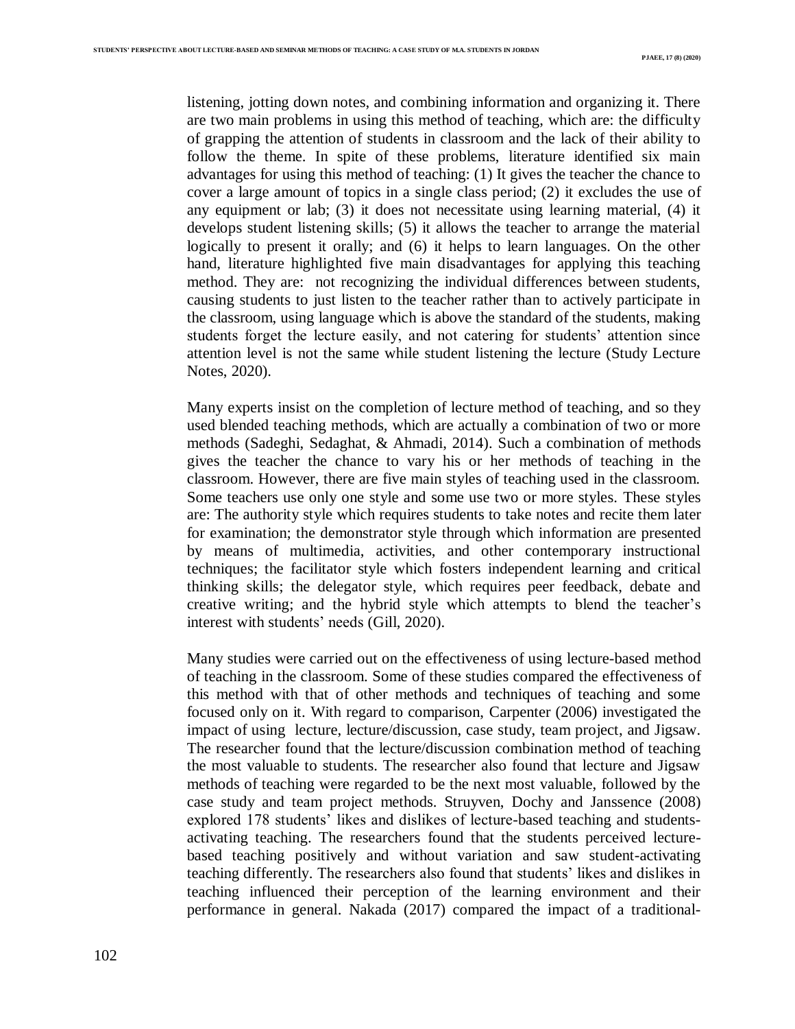listening, jotting down notes, and combining information and organizing it. There are two main problems in using this method of teaching, which are: the difficulty of grapping the attention of students in classroom and the lack of their ability to follow the theme. In spite of these problems, literature identified six main advantages for using this method of teaching: (1) It gives the teacher the chance to cover a large amount of topics in a single class period; (2) it excludes the use of any equipment or lab; (3) it does not necessitate using learning material, (4) it develops student listening skills; (5) it allows the teacher to arrange the material logically to present it orally; and (6) it helps to learn languages. On the other hand, literature highlighted five main disadvantages for applying this teaching method. They are: not recognizing the individual differences between students, causing students to just listen to the teacher rather than to actively participate in the classroom, using language which is above the standard of the students, making students forget the lecture easily, and not catering for students' attention since attention level is not the same while student listening the lecture (Study Lecture Notes, 2020).

Many experts insist on the completion of lecture method of teaching, and so they used blended teaching methods, which are actually a combination of two or more methods (Sadeghi, Sedaghat, & Ahmadi, 2014). Such a combination of methods gives the teacher the chance to vary his or her methods of teaching in the classroom. However, there are five main styles of teaching used in the classroom. Some teachers use only one style and some use two or more styles. These styles are: The authority style which requires students to take notes and recite them later for examination; the demonstrator style through which information are presented by means of multimedia, activities, and other contemporary instructional techniques; the facilitator style which fosters independent learning and critical thinking skills; the delegator style, which requires peer feedback, debate and creative writing; and the hybrid style which attempts to blend the teacher's interest with students' needs (Gill, 2020).

Many studies were carried out on the effectiveness of using lecture-based method of teaching in the classroom. Some of these studies compared the effectiveness of this method with that of other methods and techniques of teaching and some focused only on it. With regard to comparison, Carpenter (2006) investigated the impact of using lecture, lecture/discussion, case study, team project, and Jigsaw. The researcher found that the lecture/discussion combination method of teaching the most valuable to students. The researcher also found that lecture and Jigsaw methods of teaching were regarded to be the next most valuable, followed by the case study and team project methods. Struyven, Dochy and Janssence (2008) explored 178 students' likes and dislikes of lecture-based teaching and students-activating teaching. The researchers found that the students perceived lecture-based teaching positively and without variation and saw student-activating teaching differently. The researchers also found that students' likes and dislikes in teaching influenced their perception of the learning environment and their performance in general. Nakada (2017) compared the impact of a traditional-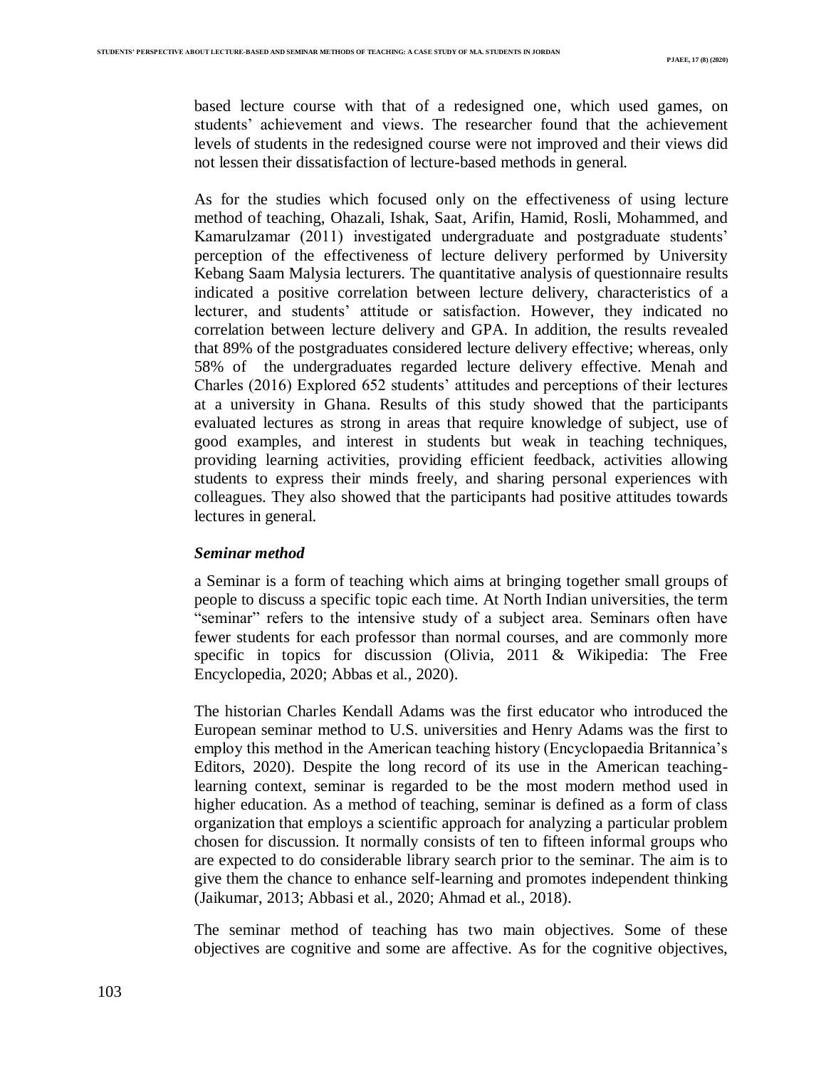based lecture course with that of a redesigned one, which used games, on students' achievement and views. The researcher found that the achievement levels of students in the redesigned course were not improved and their views did not lessen their dissatisfaction of lecture-based methods in general.

As for the studies which focused only on the effectiveness of using lecture method of teaching, Ohazali, Ishak, Saat, Arifin, Hamid, Rosli, Mohammed, and Kamarulzamar (2011) investigated undergraduate and postgraduate students' perception of the effectiveness of lecture delivery performed by University Kebang Saam Malysia lecturers. The quantitative analysis of questionnaire results indicated a positive correlation between lecture delivery, characteristics of a lecturer, and students' attitude or satisfaction. However, they indicated no correlation between lecture delivery and GPA. In addition, the results revealed that 89% of the postgraduates considered lecture delivery effective; whereas, only 58% of the undergraduates regarded lecture delivery effective. Menah and Charles (2016) Explored 652 students' attitudes and perceptions of their lectures at a university in Ghana. Results of this study showed that the participants evaluated lectures as strong in areas that require knowledge of subject, use of good examples, and interest in students but weak in teaching techniques, providing learning activities, providing efficient feedback, activities allowing students to express their minds freely, and sharing personal experiences with colleagues. They also showed that the participants had positive attitudes towards lectures in general.

### *Seminar method*

a Seminar is a form of teaching which aims at bringing together small groups of people to discuss a specific topic each time. At North Indian universities, the term "seminar" refers to the intensive study of a subject area. Seminars often have fewer students for each professor than normal courses, and are commonly more specific in topics for discussion (Olivia, 2011 & Wikipedia: The Free Encyclopedia, 2020; Abbas et al., 2020).

The historian Charles Kendall Adams was the first educator who introduced the European seminar method to U.S. universities and Henry Adams was the first to employ this method in the American teaching history (Encyclopaedia Britannica's Editors, 2020). Despite the long record of its use in the American teaching-learning context, seminar is regarded to be the most modern method used in higher education. As a method of teaching, seminar is defined as a form of class organization that employs a scientific approach for analyzing a particular problem chosen for discussion. It normally consists of ten to fifteen informal groups who are expected to do considerable library search prior to the seminar. The aim is to give them the chance to enhance self-learning and promotes independent thinking (Jaikumar, 2013; Abbasi et al., 2020; Ahmad et al., 2018).

The seminar method of teaching has two main objectives. Some of these objectives are cognitive and some are affective. As for the cognitive objectives,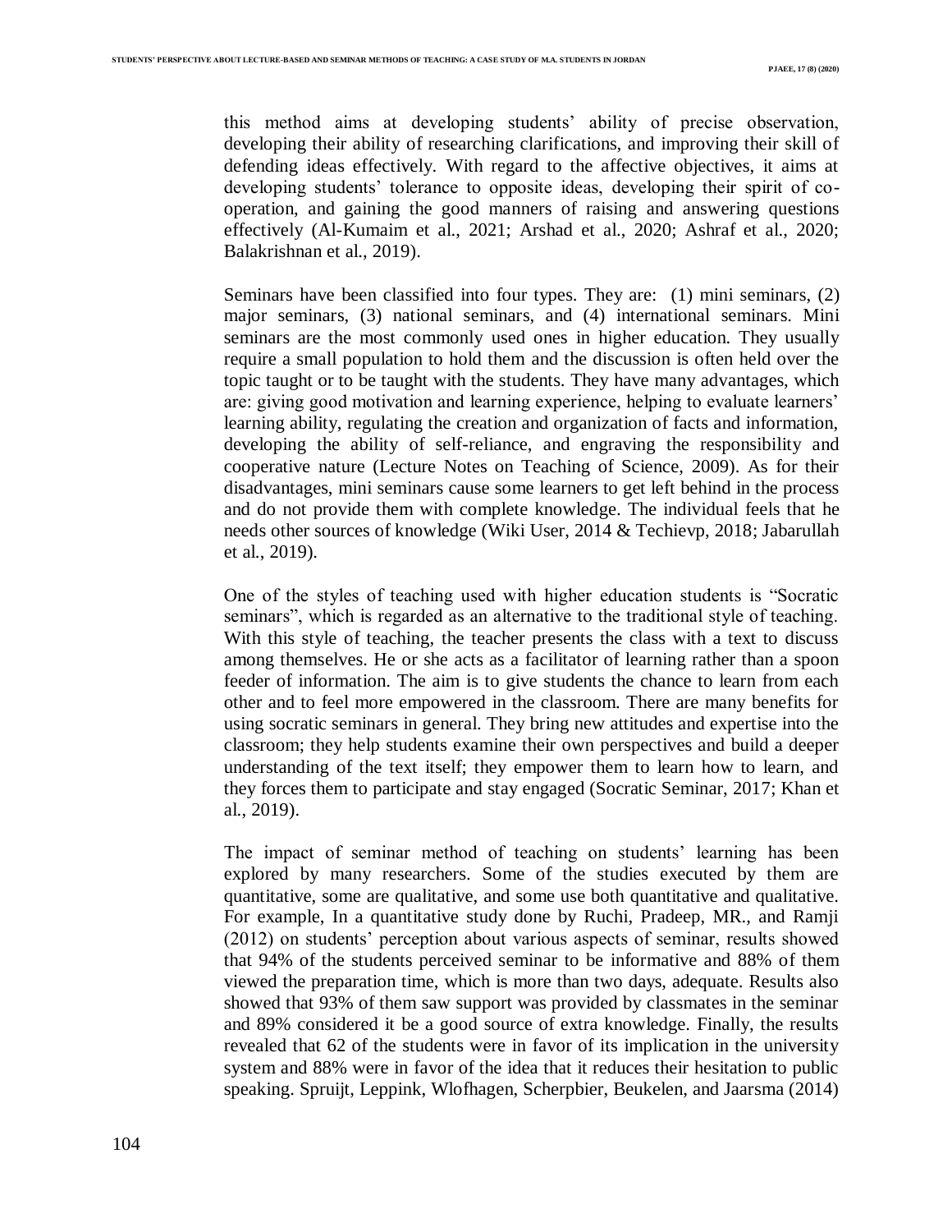this method aims at developing students' ability of precise observation, developing their ability of researching clarifications, and improving their skill of defending ideas effectively. With regard to the affective objectives, it aims at developing students' tolerance to opposite ideas, developing their spirit of co-operation, and gaining the good manners of raising and answering questions effectively (Al-Kumaim et al., 2021; Arshad et al., 2020; Ashraf et al., 2020; Balakrishnan et al., 2019).

Seminars have been classified into four types. They are: (1) mini seminars, (2) major seminars, (3) national seminars, and (4) international seminars. Mini seminars are the most commonly used ones in higher education. They usually require a small population to hold them and the discussion is often held over the topic taught or to be taught with the students. They have many advantages, which are: giving good motivation and learning experience, helping to evaluate learners' learning ability, regulating the creation and organization of facts and information, developing the ability of self-reliance, and engraving the responsibility and cooperative nature (Lecture Notes on Teaching of Science, 2009). As for their disadvantages, mini seminars cause some learners to get left behind in the process and do not provide them with complete knowledge. The individual feels that he needs other sources of knowledge (Wiki User, 2014 & Techievp, 2018; Jabarullah et al., 2019).

One of the styles of teaching used with higher education students is "Socratic seminars", which is regarded as an alternative to the traditional style of teaching. With this style of teaching, the teacher presents the class with a text to discuss among themselves. He or she acts as a facilitator of learning rather than a spoon feeder of information. The aim is to give students the chance to learn from each other and to feel more empowered in the classroom. There are many benefits for using socratic seminars in general. They bring new attitudes and expertise into the classroom; they help students examine their own perspectives and build a deeper understanding of the text itself; they empower them to learn how to learn, and they forces them to participate and stay engaged (Socratic Seminar, 2017; Khan et al., 2019).

The impact of seminar method of teaching on students' learning has been explored by many researchers. Some of the studies executed by them are quantitative, some are qualitative, and some use both quantitative and qualitative. For example, In a quantitative study done by Ruchi, Pradeep, MR., and Ramji (2012) on students' perception about various aspects of seminar, results showed that 94% of the students perceived seminar to be informative and 88% of them viewed the preparation time, which is more than two days, adequate. Results also showed that 93% of them saw support was provided by classmates in the seminar and 89% considered it be a good source of extra knowledge. Finally, the results revealed that 62 of the students were in favor of its implication in the university system and 88% were in favor of the idea that it reduces their hesitation to public speaking. Spruijt, Leppink, Wlofhagen, Scherpbier, Beukelen, and Jaarsma (2014)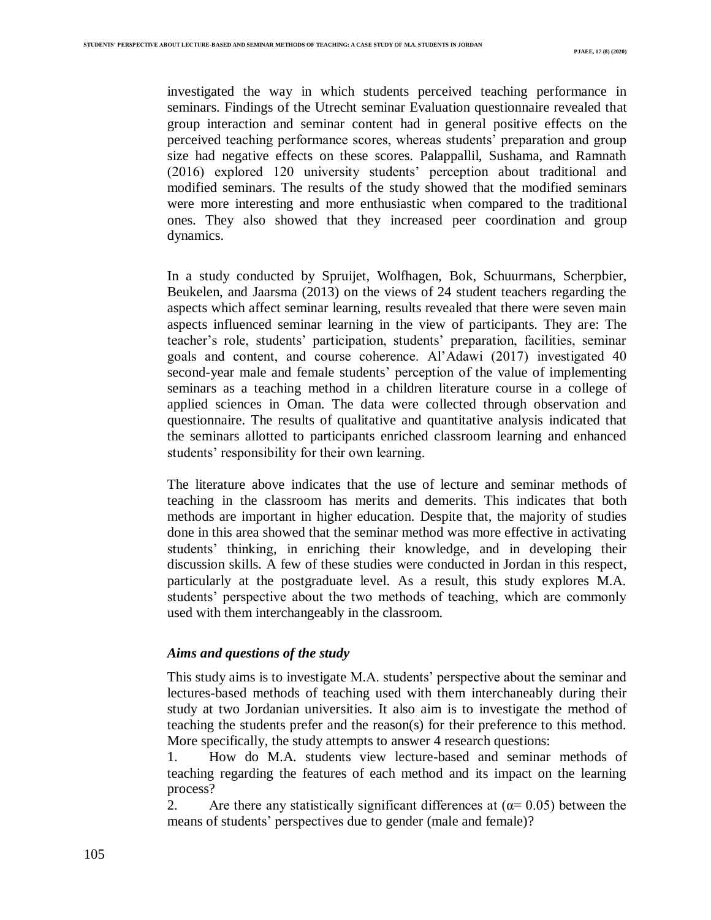investigated the way in which students perceived teaching performance in seminars. Findings of the Utrecht seminar Evaluation questionnaire revealed that group interaction and seminar content had in general positive effects on the perceived teaching performance scores, whereas students' preparation and group size had negative effects on these scores. Palappallil, Sushama, and Ramnath (2016) explored 120 university students' perception about traditional and modified seminars. The results of the study showed that the modified seminars were more interesting and more enthusiastic when compared to the traditional ones. They also showed that they increased peer coordination and group dynamics.

In a study conducted by Spruijet, Wolfhagen, Bok, Schuurmans, Scherpbier, Beukelen, and Jaarsma (2013) on the views of 24 student teachers regarding the aspects which affect seminar learning, results revealed that there were seven main aspects influenced seminar learning in the view of participants. They are: The teacher's role, students' participation, students' preparation, facilities, seminar goals and content, and course coherence. Al'Adawi (2017) investigated 40 second-year male and female students' perception of the value of implementing seminars as a teaching method in a children literature course in a college of applied sciences in Oman. The data were collected through observation and questionnaire. The results of qualitative and quantitative analysis indicated that the seminars allotted to participants enriched classroom learning and enhanced students' responsibility for their own learning.

The literature above indicates that the use of lecture and seminar methods of teaching in the classroom has merits and demerits. This indicates that both methods are important in higher education. Despite that, the majority of studies done in this area showed that the seminar method was more effective in activating students' thinking, in enriching their knowledge, and in developing their discussion skills. A few of these studies were conducted in Jordan in this respect, particularly at the postgraduate level. As a result, this study explores M.A. students' perspective about the two methods of teaching, which are commonly used with them interchangeably in the classroom.

### *Aims and questions of the study*

This study aims is to investigate M.A. students' perspective about the seminar and lectures-based methods of teaching used with them interchaneably during their study at two Jordanian universities. It also aim is to investigate the method of teaching the students prefer and the reason(s) for their preference to this method. More specifically, the study attempts to answer 4 research questions:

1. How do M.A. students view lecture-based and seminar methods of teaching regarding the features of each method and its impact on the learning process?
2. Are there any statistically significant differences at ($\alpha$= 0.05) between the means of students' perspectives due to gender (male and female)?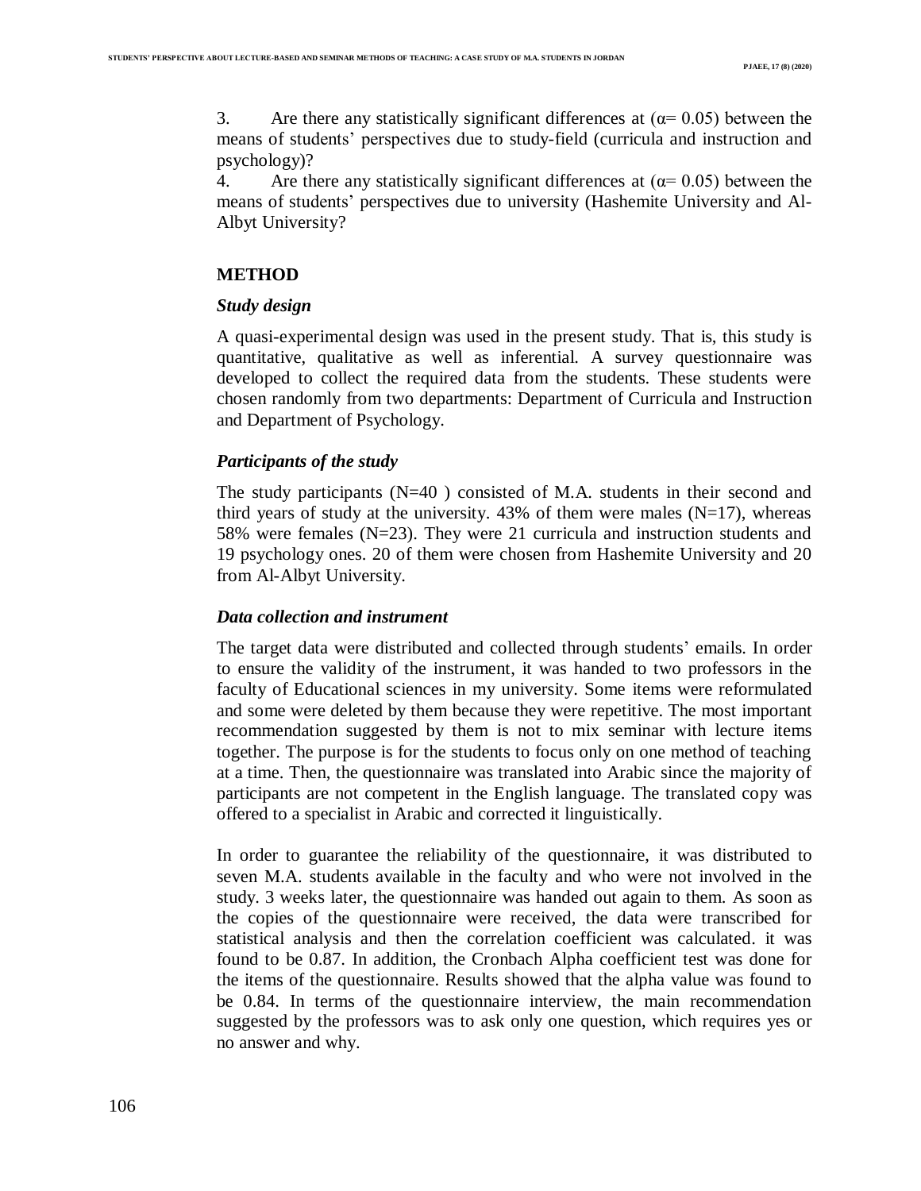3. Are there any statistically significant differences at ($\alpha$= 0.05) between the means of students' perspectives due to study-field (curricula and instruction and psychology)?
4. Are there any statistically significant differences at ($\alpha$= 0.05) between the means of students' perspectives due to university (Hashemite University and Al-Albyt University?

## METHOD

### *Study design*

A quasi-experimental design was used in the present study. That is, this study is quantitative, qualitative as well as inferential. A survey questionnaire was developed to collect the required data from the students. These students were chosen randomly from two departments: Department of Curricula and Instruction and Department of Psychology.

### *Participants of the study*

The study participants (N=40 ) consisted of M.A. students in their second and third years of study at the university. 43% of them were males (N=17), whereas 58% were females (N=23). They were 21 curricula and instruction students and 19 psychology ones. 20 of them were chosen from Hashemite University and 20 from Al-Albyt University.

### *Data collection and instrument*

The target data were distributed and collected through students' emails. In order to ensure the validity of the instrument, it was handed to two professors in the faculty of Educational sciences in my university. Some items were reformulated and some were deleted by them because they were repetitive. The most important recommendation suggested by them is not to mix seminar with lecture items together. The purpose is for the students to focus only on one method of teaching at a time. Then, the questionnaire was translated into Arabic since the majority of participants are not competent in the English language. The translated copy was offered to a specialist in Arabic and corrected it linguistically.

In order to guarantee the reliability of the questionnaire, it was distributed to seven M.A. students available in the faculty and who were not involved in the study. 3 weeks later, the questionnaire was handed out again to them. As soon as the copies of the questionnaire were received, the data were transcribed for statistical analysis and then the correlation coefficient was calculated. it was found to be 0.87. In addition, the Cronbach Alpha coefficient test was done for the items of the questionnaire. Results showed that the alpha value was found to be 0.84. In terms of the questionnaire interview, the main recommendation suggested by the professors was to ask only one question, which requires yes or no answer and why.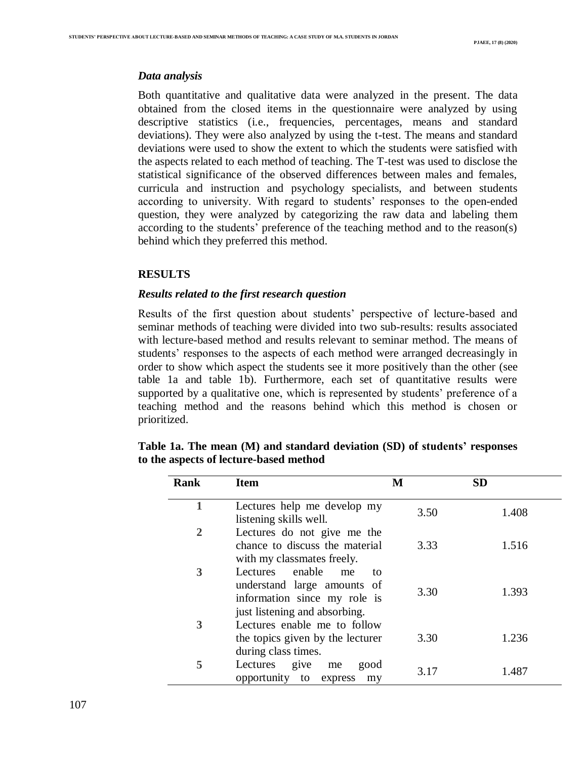### *Data analysis*

Both quantitative and qualitative data were analyzed in the present. The data obtained from the closed items in the questionnaire were analyzed by using descriptive statistics (i.e., frequencies, percentages, means and standard deviations). They were also analyzed by using the t-test. The means and standard deviations were used to show the extent to which the students were satisfied with the aspects related to each method of teaching. The T-test was used to disclose the statistical significance of the observed differences between males and females, curricula and instruction and psychology specialists, and between students according to university. With regard to students' responses to the open-ended question, they were analyzed by categorizing the raw data and labeling them according to the students' preference of the teaching method and to the reason(s) behind which they preferred this method.

## RESULTS

### *Results related to the first research question*

Results of the first question about students' perspective of lecture-based and seminar methods of teaching were divided into two sub-results: results associated with lecture-based method and results relevant to seminar method. The means of students' responses to the aspects of each method were arranged decreasingly in order to show which aspect the students see it more positively than the other (see table 1a and table 1b). Furthermore, each set of quantitative results were supported by a qualitative one, which is represented by students' preference of a teaching method and the reasons behind which this method is chosen or prioritized.

**Table 1a. The mean (M) and standard deviation (SD) of students' responses to the aspects of lecture-based method**

| Rank | Item | M | SD |
|---|---|---|---|
| 1 | Lectures help me develop my listening skills well. | 3.50 | 1.408 |
| 2 | Lectures do not give me the chance to discuss the material with my classmates freely. | 3.33 | 1.516 |
| 3 | Lectures enable me to understand large amounts of information since my role is just listening and absorbing. | 3.30 | 1.393 |
| 3 | Lectures enable me to follow the topics given by the lecturer during class times. | 3.30 | 1.236 |
| 5 | Lectures give me good opportunity to express my | 3.17 | 1.487 |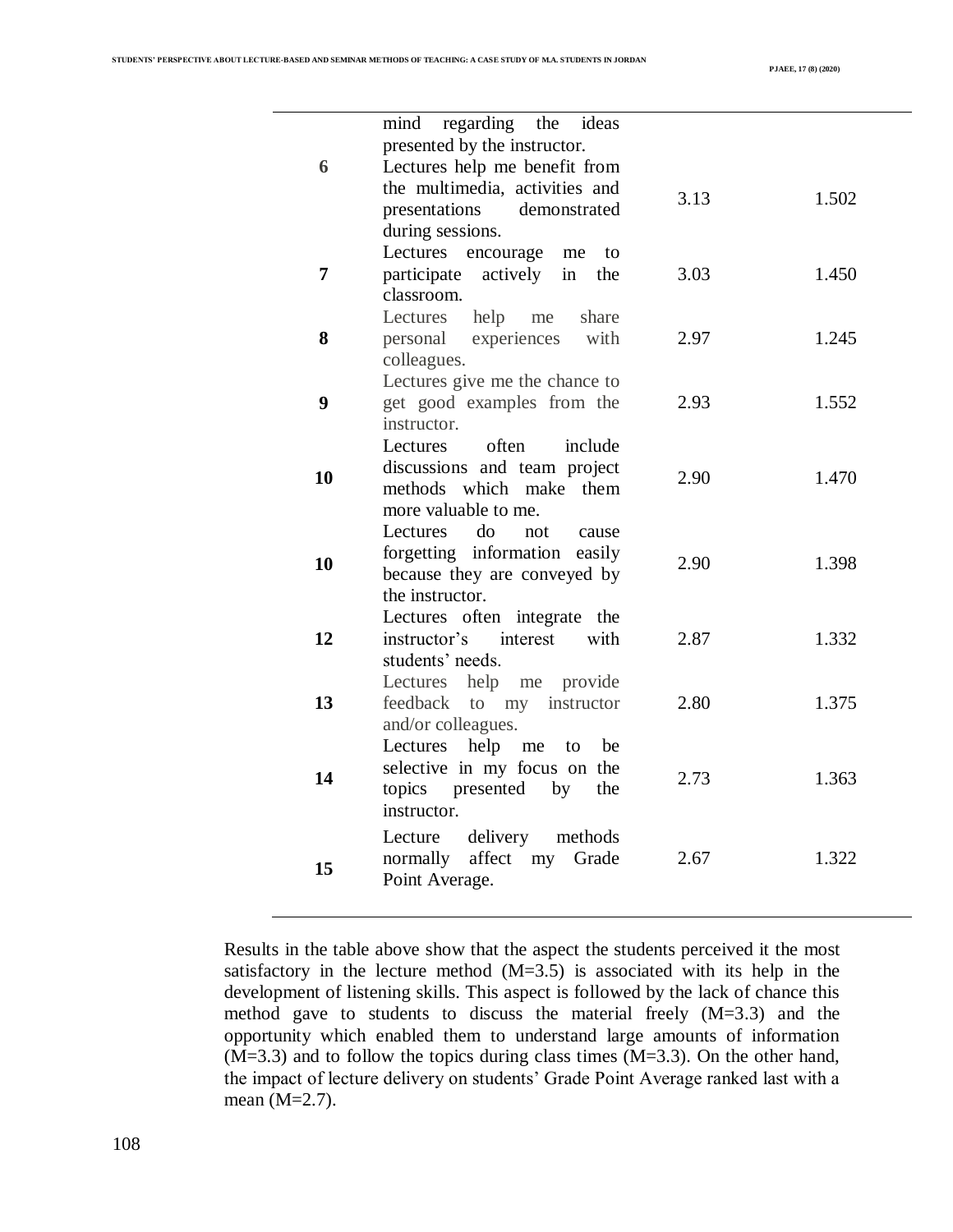|  |  |  |  |
|---|---|---|---|
|  | mind regarding the ideas presented by the instructor. |  |  |
| 6 | Lectures help me benefit from the multimedia, activities and presentations demonstrated during sessions. | 3.13 | 1.502 |
| 7 | Lectures encourage me to participate actively in the classroom. | 3.03 | 1.450 |
| 8 | Lectures help me share personal experiences with colleagues. | 2.97 | 1.245 |
| 9 | Lectures give me the chance to get good examples from the instructor. | 2.93 | 1.552 |
| 10 | Lectures often include discussions and team project methods which make them more valuable to me. | 2.90 | 1.470 |
| 10 | Lectures do not cause forgetting information easily because they are conveyed by the instructor. | 2.90 | 1.398 |
| 12 | Lectures often integrate the instructor's interest with students' needs. | 2.87 | 1.332 |
| 13 | Lectures help me provide feedback to my instructor and/or colleagues. | 2.80 | 1.375 |
| 14 | Lectures help me to be selective in my focus on the topics presented by the instructor. | 2.73 | 1.363 |
| 15 | Lecture delivery methods normally affect my Grade Point Average. | 2.67 | 1.322 |

Results in the table above show that the aspect the students perceived it the most satisfactory in the lecture method (M=3.5) is associated with its help in the development of listening skills. This aspect is followed by the lack of chance this method gave to students to discuss the material freely (M=3.3) and the opportunity which enabled them to understand large amounts of information (M=3.3) and to follow the topics during class times (M=3.3). On the other hand, the impact of lecture delivery on students' Grade Point Average ranked last with a mean (M=2.7).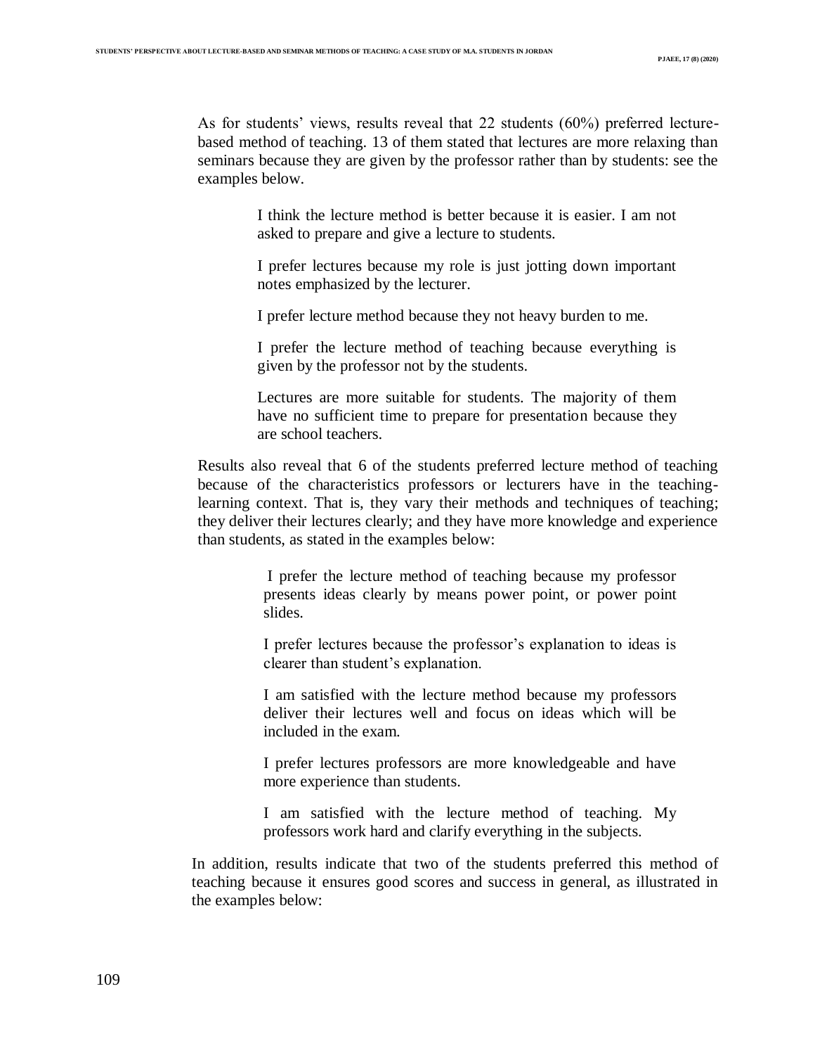As for students' views, results reveal that 22 students (60%) preferred lecture-based method of teaching. 13 of them stated that lectures are more relaxing than seminars because they are given by the professor rather than by students: see the examples below.

> I think the lecture method is better because it is easier. I am not asked to prepare and give a lecture to students.
>
> I prefer lectures because my role is just jotting down important notes emphasized by the lecturer.
>
> I prefer lecture method because they not heavy burden to me.
>
> I prefer the lecture method of teaching because everything is given by the professor not by the students.
>
> Lectures are more suitable for students. The majority of them have no sufficient time to prepare for presentation because they are school teachers.

Results also reveal that 6 of the students preferred lecture method of teaching because of the characteristics professors or lecturers have in the teaching-learning context. That is, they vary their methods and techniques of teaching; they deliver their lectures clearly; and they have more knowledge and experience than students, as stated in the examples below:

> I prefer the lecture method of teaching because my professor presents ideas clearly by means power point, or power point slides.
>
> I prefer lectures because the professor's explanation to ideas is clearer than student's explanation.
>
> I am satisfied with the lecture method because my professors deliver their lectures well and focus on ideas which will be included in the exam.
>
> I prefer lectures professors are more knowledgeable and have more experience than students.
>
> I am satisfied with the lecture method of teaching. My professors work hard and clarify everything in the subjects.

In addition, results indicate that two of the students preferred this method of teaching because it ensures good scores and success in general, as illustrated in the examples below: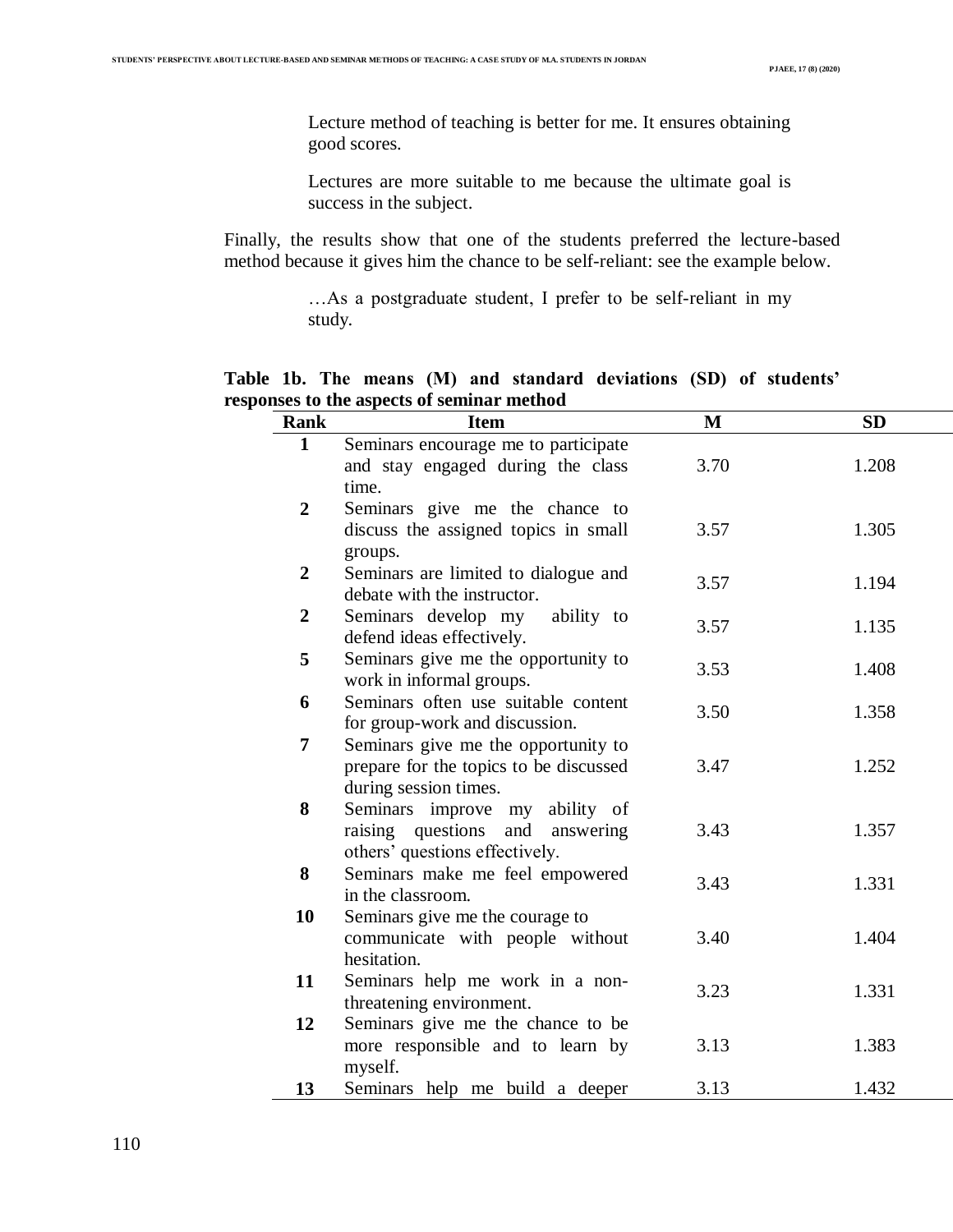> Lecture method of teaching is better for me. It ensures obtaining good scores.

> Lectures are more suitable to me because the ultimate goal is success in the subject.

Finally, the results show that one of the students preferred the lecture-based method because it gives him the chance to be self-reliant: see the example below.

> …As a postgraduate student, I prefer to be self-reliant in my study.

**Table 1b. The means (M) and standard deviations (SD) of students' responses to the aspects of seminar method**

| Rank | Item | M | SD |
|---|---|---|---|
| 1 | Seminars encourage me to participate and stay engaged during the class time. | 3.70 | 1.208 |
| 2 | Seminars give me the chance to discuss the assigned topics in small groups. | 3.57 | 1.305 |
| 2 | Seminars are limited to dialogue and debate with the instructor. | 3.57 | 1.194 |
| 2 | Seminars develop my ability to defend ideas effectively. | 3.57 | 1.135 |
| 5 | Seminars give me the opportunity to work in informal groups. | 3.53 | 1.408 |
| 6 | Seminars often use suitable content for group-work and discussion. | 3.50 | 1.358 |
| 7 | Seminars give me the opportunity to prepare for the topics to be discussed during session times. | 3.47 | 1.252 |
| 8 | Seminars improve my ability of raising questions and answering others' questions effectively. | 3.43 | 1.357 |
| 8 | Seminars make me feel empowered in the classroom. | 3.43 | 1.331 |
| 10 | Seminars give me the courage to communicate with people without hesitation. | 3.40 | 1.404 |
| 11 | Seminars help me work in a non-threatening environment. | 3.23 | 1.331 |
| 12 | Seminars give me the chance to be more responsible and to learn by myself. | 3.13 | 1.383 |
| 13 | Seminars help me build a deeper | 3.13 | 1.432 |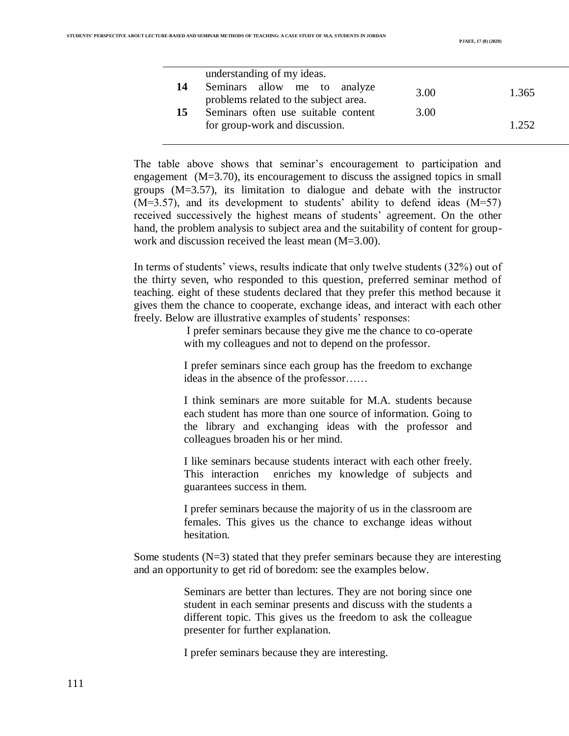| | | | |
|---|---|---|---|
| | understanding of my ideas. | | |
| 14 | Seminars allow me to analyze problems related to the subject area. | 3.00 | 1.365 |
| 15 | Seminars often use suitable content for group-work and discussion. | 3.00 | 1.252 |

The table above shows that seminar's encouragement to participation and engagement (M=3.70), its encouragement to discuss the assigned topics in small groups (M=3.57), its limitation to dialogue and debate with the instructor (M=3.57), and its development to students' ability to defend ideas (M=57) received successively the highest means of students' agreement. On the other hand, the problem analysis to subject area and the suitability of content for group-work and discussion received the least mean (M=3.00).

In terms of students' views, results indicate that only twelve students (32%) out of the thirty seven, who responded to this question, preferred seminar method of teaching. eight of these students declared that they prefer this method because it gives them the chance to cooperate, exchange ideas, and interact with each other freely. Below are illustrative examples of students' responses:

> I prefer seminars because they give me the chance to co-operate with my colleagues and not to depend on the professor.
>
> I prefer seminars since each group has the freedom to exchange ideas in the absence of the professor……
>
> I think seminars are more suitable for M.A. students because each student has more than one source of information. Going to the library and exchanging ideas with the professor and colleagues broaden his or her mind.
>
> I like seminars because students interact with each other freely. This interaction enriches my knowledge of subjects and guarantees success in them.
>
> I prefer seminars because the majority of us in the classroom are females. This gives us the chance to exchange ideas without hesitation.

Some students (N=3) stated that they prefer seminars because they are interesting and an opportunity to get rid of boredom: see the examples below.

> Seminars are better than lectures. They are not boring since one student in each seminar presents and discuss with the students a different topic. This gives us the freedom to ask the colleague presenter for further explanation.
>
> I prefer seminars because they are interesting.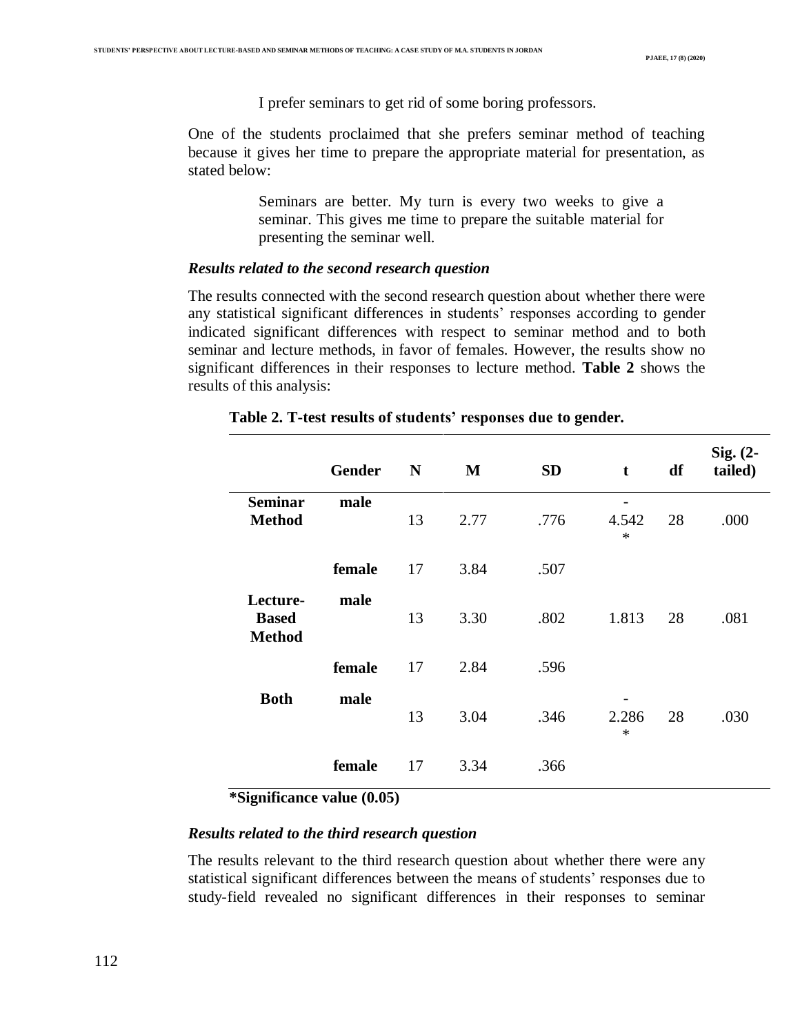> I prefer seminars to get rid of some boring professors.

One of the students proclaimed that she prefers seminar method of teaching because it gives her time to prepare the appropriate material for presentation, as stated below:

> Seminars are better. My turn is every two weeks to give a seminar. This gives me time to prepare the suitable material for presenting the seminar well.

### *Results related to the second research question*

The results connected with the second research question about whether there were any statistical significant differences in students' responses according to gender indicated significant differences with respect to seminar method and to both seminar and lecture methods, in favor of females. However, the results show no significant differences in their responses to lecture method. **Table 2** shows the results of this analysis:

**Table 2. T-test results of students' responses due to gender.**

| | Gender | N | M | SD | t | df | Sig. (2-tailed) |
|---|---|---|---|---|---|---|---|
| **Seminar Method** | male | 13 | 2.77 | .776 | -4.542* | 28 | .000 |
| | female | 17 | 3.84 | .507 | | | |
| **Lecture-Based Method** | male | 13 | 3.30 | .802 | 1.813 | 28 | .081 |
| | female | 17 | 2.84 | .596 | | | |
| **Both** | male | 13 | 3.04 | .346 | -2.286* | 28 | .030 |
| | female | 17 | 3.34 | .366 | | | |

**\*Significance value (0.05)**

### *Results related to the third research question*

The results relevant to the third research question about whether there were any statistical significant differences between the means of students' responses due to study-field revealed no significant differences in their responses to seminar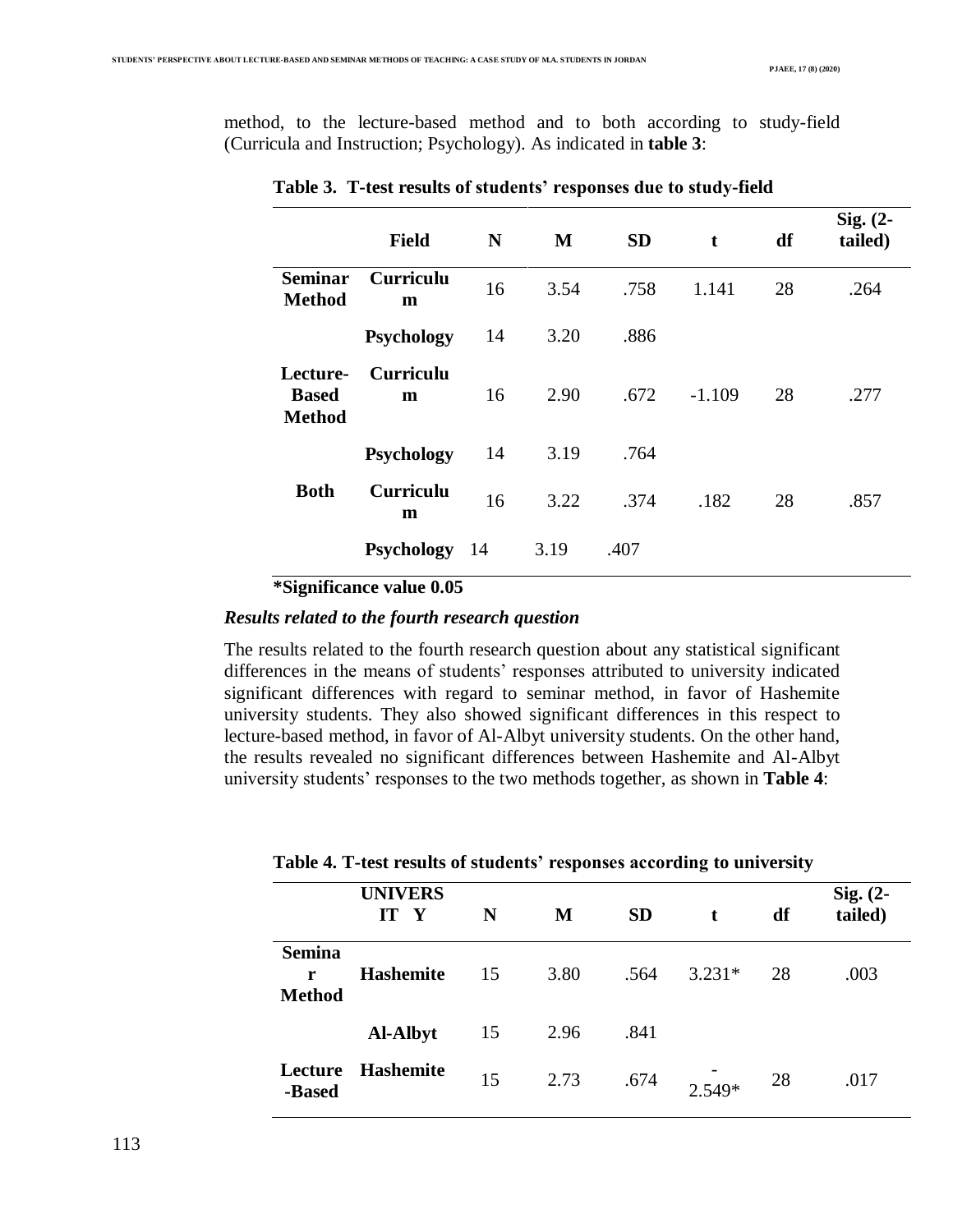method, to the lecture-based method and to both according to study-field (Curricula and Instruction; Psychology). As indicated in **table 3**:

**Table 3. T-test results of students' responses due to study-field**

| | Field | N | M | SD | t | df | Sig. (2-tailed) |
|---|---|---|---|---|---|---|---|
| **Seminar Method** | **Curriculum** | 16 | 3.54 | .758 | 1.141 | 28 | .264 |
| | **Psychology** | 14 | 3.20 | .886 | | | |
| **Lecture-Based Method** | **Curriculum** | 16 | 2.90 | .672 | -1.109 | 28 | .277 |
| | **Psychology** | 14 | 3.19 | .764 | | | |
| **Both** | **Curriculum** | 16 | 3.22 | .374 | .182 | 28 | .857 |
| | **Psychology** | 14 | 3.19 | .407 | | | |

**\*Significance value 0.05**

***Results related to the fourth research question***

The results related to the fourth research question about any statistical significant differences in the means of students' responses attributed to university indicated significant differences with regard to seminar method, in favor of Hashemite university students. They also showed significant differences in this respect to lecture-based method, in favor of Al-Albyt university students. On the other hand, the results revealed no significant differences between Hashemite and Al-Albyt university students' responses to the two methods together, as shown in **Table 4**:

**Table 4. T-test results of students' responses according to university**

| | UNIVERSITY | N | M | SD | t | df | Sig. (2-tailed) |
|---|---|---|---|---|---|---|---|
| **Seminar Method** | **Hashemite** | 15 | 3.80 | .564 | 3.231* | 28 | .003 |
| | **Al-Albyt** | 15 | 2.96 | .841 | | | |
| **Lecture-Based** | **Hashemite** | 15 | 2.73 | .674 | -2.549* | 28 | .017 |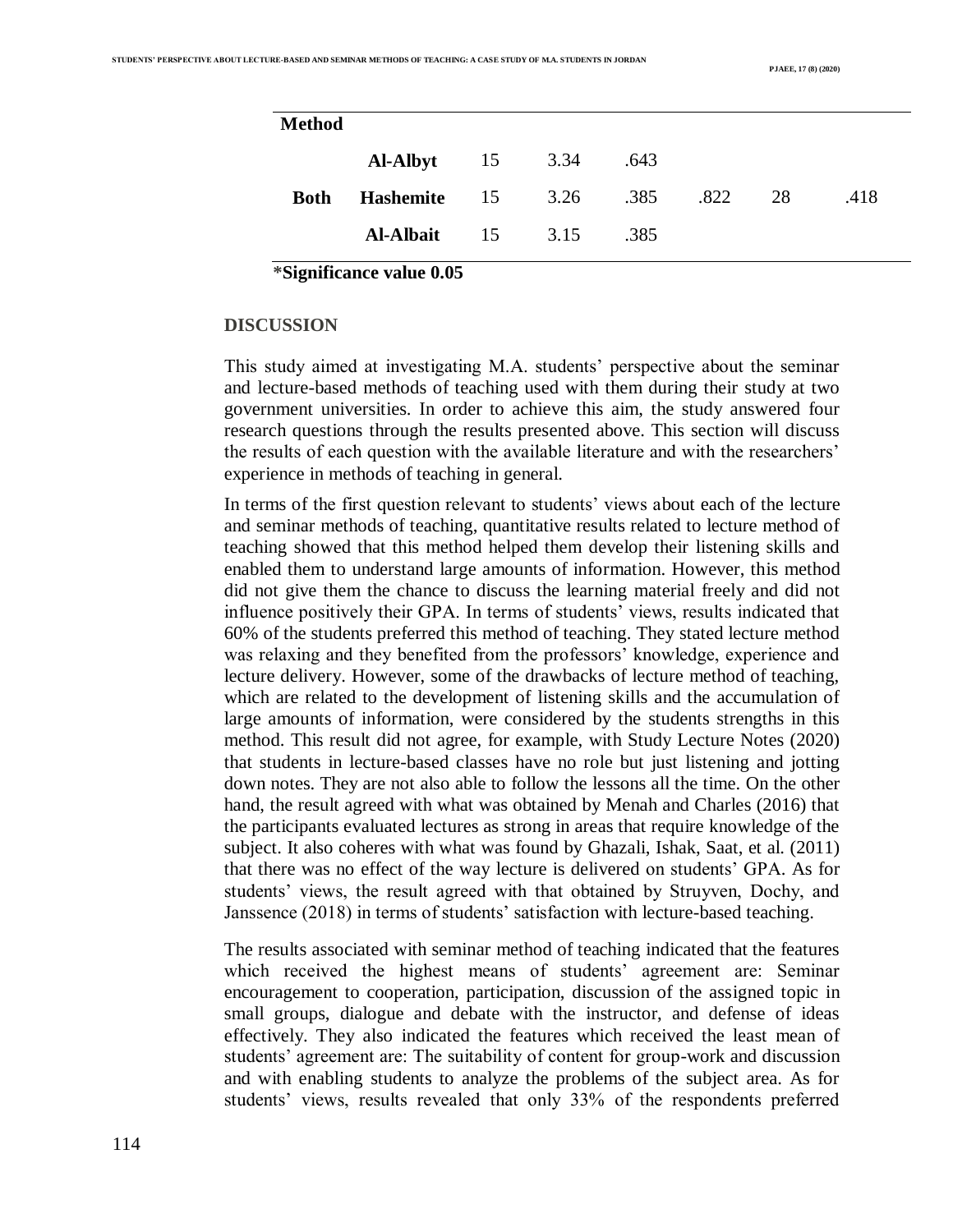| Method | | | | | | | |
|---|---|---|---|---|---|---|---|
| | **Al-Albyt** | 15 | 3.34 | .643 | | | |
| **Both** | **Hashemite** | 15 | 3.26 | .385 | .822 | 28 | .418 |
| | **Al-Albait** | 15 | 3.15 | .385 | | | |

*Significance value 0.05

## DISCUSSION

This study aimed at investigating M.A. students' perspective about the seminar and lecture-based methods of teaching used with them during their study at two government universities. In order to achieve this aim, the study answered four research questions through the results presented above. This section will discuss the results of each question with the available literature and with the researchers' experience in methods of teaching in general.

In terms of the first question relevant to students' views about each of the lecture and seminar methods of teaching, quantitative results related to lecture method of teaching showed that this method helped them develop their listening skills and enabled them to understand large amounts of information. However, this method did not give them the chance to discuss the learning material freely and did not influence positively their GPA. In terms of students' views, results indicated that 60% of the students preferred this method of teaching. They stated lecture method was relaxing and they benefited from the professors' knowledge, experience and lecture delivery. However, some of the drawbacks of lecture method of teaching, which are related to the development of listening skills and the accumulation of large amounts of information, were considered by the students strengths in this method. This result did not agree, for example, with Study Lecture Notes (2020) that students in lecture-based classes have no role but just listening and jotting down notes. They are not also able to follow the lessons all the time. On the other hand, the result agreed with what was obtained by Menah and Charles (2016) that the participants evaluated lectures as strong in areas that require knowledge of the subject. It also coheres with what was found by Ghazali, Ishak, Saat, et al. (2011) that there was no effect of the way lecture is delivered on students' GPA. As for students' views, the result agreed with that obtained by Struyven, Dochy, and Janssence (2018) in terms of students' satisfaction with lecture-based teaching.

The results associated with seminar method of teaching indicated that the features which received the highest means of students' agreement are: Seminar encouragement to cooperation, participation, discussion of the assigned topic in small groups, dialogue and debate with the instructor, and defense of ideas effectively. They also indicated the features which received the least mean of students' agreement are: The suitability of content for group-work and discussion and with enabling students to analyze the problems of the subject area. As for students' views, results revealed that only 33% of the respondents preferred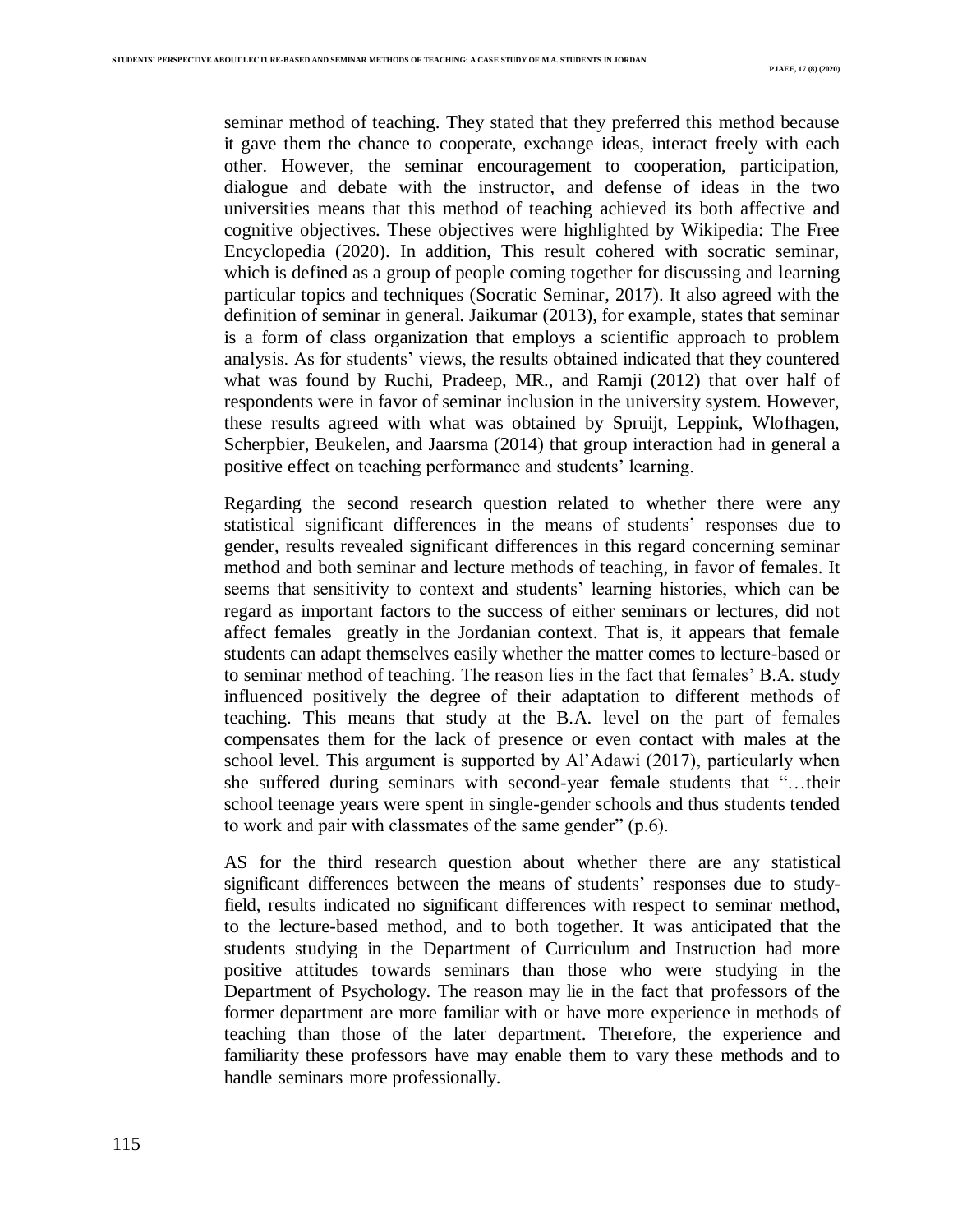seminar method of teaching. They stated that they preferred this method because it gave them the chance to cooperate, exchange ideas, interact freely with each other. However, the seminar encouragement to cooperation, participation, dialogue and debate with the instructor, and defense of ideas in the two universities means that this method of teaching achieved its both affective and cognitive objectives. These objectives were highlighted by Wikipedia: The Free Encyclopedia (2020). In addition, This result cohered with socratic seminar, which is defined as a group of people coming together for discussing and learning particular topics and techniques (Socratic Seminar, 2017). It also agreed with the definition of seminar in general. Jaikumar (2013), for example, states that seminar is a form of class organization that employs a scientific approach to problem analysis. As for students' views, the results obtained indicated that they countered what was found by Ruchi, Pradeep, MR., and Ramji (2012) that over half of respondents were in favor of seminar inclusion in the university system. However, these results agreed with what was obtained by Spruijt, Leppink, Wlofhagen, Scherpbier, Beukelen, and Jaarsma (2014) that group interaction had in general a positive effect on teaching performance and students' learning.

Regarding the second research question related to whether there were any statistical significant differences in the means of students' responses due to gender, results revealed significant differences in this regard concerning seminar method and both seminar and lecture methods of teaching, in favor of females. It seems that sensitivity to context and students' learning histories, which can be regard as important factors to the success of either seminars or lectures, did not affect females greatly in the Jordanian context. That is, it appears that female students can adapt themselves easily whether the matter comes to lecture-based or to seminar method of teaching. The reason lies in the fact that females' B.A. study influenced positively the degree of their adaptation to different methods of teaching. This means that study at the B.A. level on the part of females compensates them for the lack of presence or even contact with males at the school level. This argument is supported by Al'Adawi (2017), particularly when she suffered during seminars with second-year female students that "…their school teenage years were spent in single-gender schools and thus students tended to work and pair with classmates of the same gender" (p.6).

AS for the third research question about whether there are any statistical significant differences between the means of students' responses due to study-field, results indicated no significant differences with respect to seminar method, to the lecture-based method, and to both together. It was anticipated that the students studying in the Department of Curriculum and Instruction had more positive attitudes towards seminars than those who were studying in the Department of Psychology. The reason may lie in the fact that professors of the former department are more familiar with or have more experience in methods of teaching than those of the later department. Therefore, the experience and familiarity these professors have may enable them to vary these methods and to handle seminars more professionally.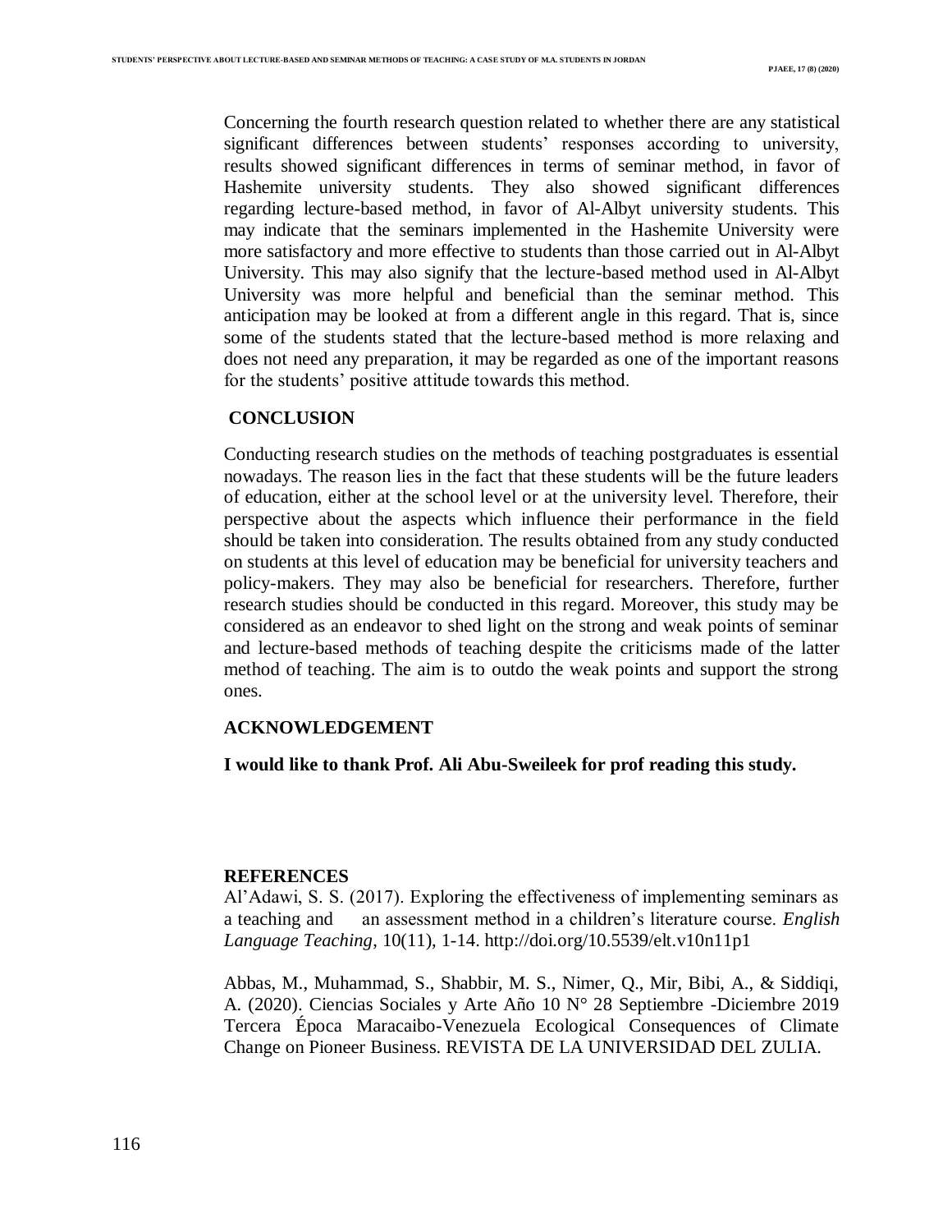Concerning the fourth research question related to whether there are any statistical significant differences between students' responses according to university, results showed significant differences in terms of seminar method, in favor of Hashemite university students. They also showed significant differences regarding lecture-based method, in favor of Al-Albyt university students. This may indicate that the seminars implemented in the Hashemite University were more satisfactory and more effective to students than those carried out in Al-Albyt University. This may also signify that the lecture-based method used in Al-Albyt University was more helpful and beneficial than the seminar method. This anticipation may be looked at from a different angle in this regard. That is, since some of the students stated that the lecture-based method is more relaxing and does not need any preparation, it may be regarded as one of the important reasons for the students' positive attitude towards this method.

## CONCLUSION

Conducting research studies on the methods of teaching postgraduates is essential nowadays. The reason lies in the fact that these students will be the future leaders of education, either at the school level or at the university level. Therefore, their perspective about the aspects which influence their performance in the field should be taken into consideration. The results obtained from any study conducted on students at this level of education may be beneficial for university teachers and policy-makers. They may also be beneficial for researchers. Therefore, further research studies should be conducted in this regard. Moreover, this study may be considered as an endeavor to shed light on the strong and weak points of seminar and lecture-based methods of teaching despite the criticisms made of the latter method of teaching. The aim is to outdo the weak points and support the strong ones.

## ACKNOWLEDGEMENT

**I would like to thank Prof. Ali Abu-Sweileek for prof reading this study.**

## REFERENCES

Al'Adawi, S. S. (2017). Exploring the effectiveness of implementing seminars as a teaching and an assessment method in a children's literature course. *English Language Teaching*, 10(11), 1-14. http://doi.org/10.5539/elt.v10n11p1

Abbas, M., Muhammad, S., Shabbir, M. S., Nimer, Q., Mir, Bibi, A., & Siddiqi, A. (2020). Ciencias Sociales y Arte Año 10 N° 28 Septiembre -Diciembre 2019 Tercera Época Maracaibo-Venezuela Ecological Consequences of Climate Change on Pioneer Business. REVISTA DE LA UNIVERSIDAD DEL ZULIA.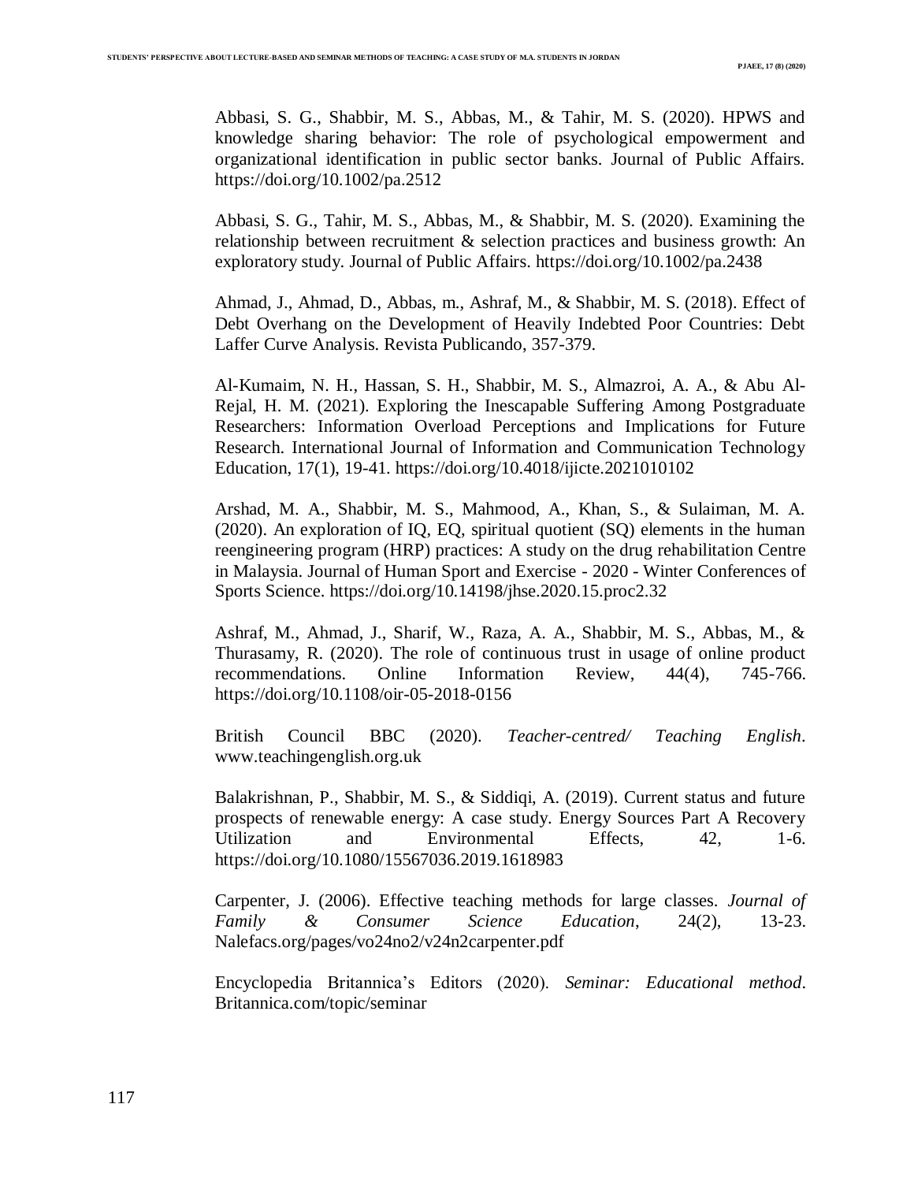Abbasi, S. G., Shabbir, M. S., Abbas, M., & Tahir, M. S. (2020). HPWS and knowledge sharing behavior: The role of psychological empowerment and organizational identification in public sector banks. Journal of Public Affairs. https://doi.org/10.1002/pa.2512

Abbasi, S. G., Tahir, M. S., Abbas, M., & Shabbir, M. S. (2020). Examining the relationship between recruitment & selection practices and business growth: An exploratory study. Journal of Public Affairs. https://doi.org/10.1002/pa.2438

Ahmad, J., Ahmad, D., Abbas, m., Ashraf, M., & Shabbir, M. S. (2018). Effect of Debt Overhang on the Development of Heavily Indebted Poor Countries: Debt Laffer Curve Analysis. Revista Publicando, 357-379.

Al-Kumaim, N. H., Hassan, S. H., Shabbir, M. S., Almazroi, A. A., & Abu Al-Rejal, H. M. (2021). Exploring the Inescapable Suffering Among Postgraduate Researchers: Information Overload Perceptions and Implications for Future Research. International Journal of Information and Communication Technology Education, 17(1), 19-41. https://doi.org/10.4018/ijicte.2021010102

Arshad, M. A., Shabbir, M. S., Mahmood, A., Khan, S., & Sulaiman, M. A. (2020). An exploration of IQ, EQ, spiritual quotient (SQ) elements in the human reengineering program (HRP) practices: A study on the drug rehabilitation Centre in Malaysia. Journal of Human Sport and Exercise - 2020 - Winter Conferences of Sports Science. https://doi.org/10.14198/jhse.2020.15.proc2.32

Ashraf, M., Ahmad, J., Sharif, W., Raza, A. A., Shabbir, M. S., Abbas, M., & Thurasamy, R. (2020). The role of continuous trust in usage of online product recommendations. Online Information Review, 44(4), 745-766. https://doi.org/10.1108/oir-05-2018-0156

British Council BBC (2020). *Teacher-centred/ Teaching English*. www.teachingenglish.org.uk

Balakrishnan, P., Shabbir, M. S., & Siddiqi, A. (2019). Current status and future prospects of renewable energy: A case study. Energy Sources Part A Recovery Utilization and Environmental Effects, 42, 1-6. https://doi.org/10.1080/15567036.2019.1618983

Carpenter, J. (2006). Effective teaching methods for large classes. *Journal of Family & Consumer Science Education*, 24(2), 13-23. Nalefacs.org/pages/vo24no2/v24n2carpenter.pdf

Encyclopedia Britannica's Editors (2020). *Seminar: Educational method*. Britannica.com/topic/seminar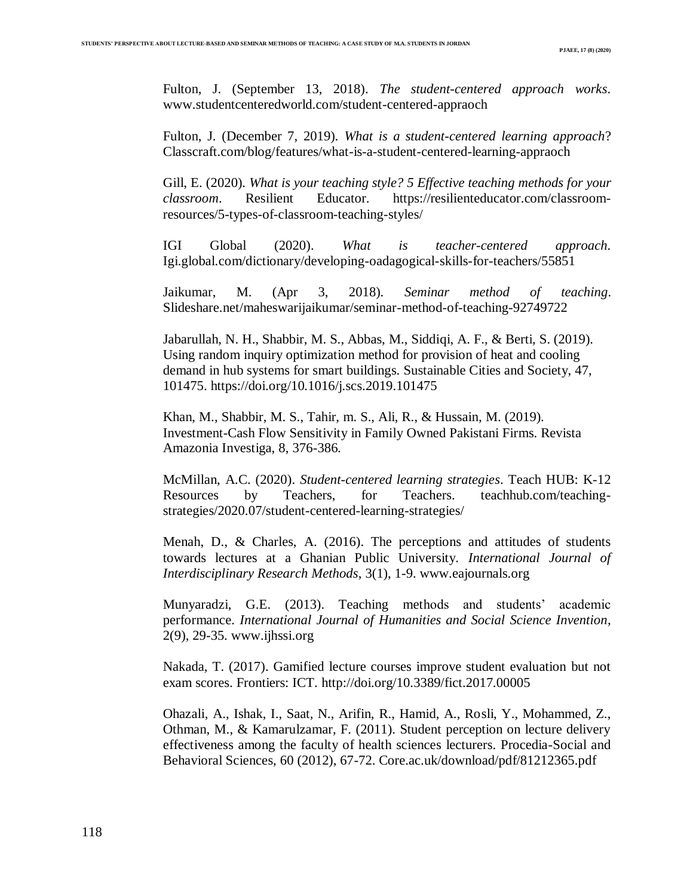Fulton, J. (September 13, 2018). *The student-centered approach works*. www.studentcenteredworld.com/student-centered-appraoch

Fulton, J. (December 7, 2019). *What is a student-centered learning approach*? Classcraft.com/blog/features/what-is-a-student-centered-learning-appraoch

Gill, E. (2020). *What is your teaching style? 5 Effective teaching methods for your classroom*. Resilient Educator. https://resilienteducator.com/classroom-resources/5-types-of-classroom-teaching-styles/

IGI Global (2020). *What is teacher-centered approach*. Igi.global.com/dictionary/developing-oadagogical-skills-for-teachers/55851

Jaikumar, M. (Apr 3, 2018). *Seminar method of teaching*. Slideshare.net/maheswarijaikumar/seminar-method-of-teaching-92749722

Jabarullah, N. H., Shabbir, M. S., Abbas, M., Siddiqi, A. F., & Berti, S. (2019). Using random inquiry optimization method for provision of heat and cooling demand in hub systems for smart buildings. Sustainable Cities and Society, 47, 101475. https://doi.org/10.1016/j.scs.2019.101475

Khan, M., Shabbir, M. S., Tahir, m. S., Ali, R., & Hussain, M. (2019). Investment-Cash Flow Sensitivity in Family Owned Pakistani Firms. Revista Amazonia Investiga, 8, 376-386.

McMillan, A.C. (2020). *Student-centered learning strategies*. Teach HUB: K-12 Resources by Teachers, for Teachers. teachhub.com/teaching-strategies/2020.07/student-centered-learning-strategies/

Menah, D., & Charles, A. (2016). The perceptions and attitudes of students towards lectures at a Ghanian Public University. *International Journal of Interdisciplinary Research Methods*, 3(1), 1-9. www.eajournals.org

Munyaradzi, G.E. (2013). Teaching methods and students' academic performance. *International Journal of Humanities and Social Science Invention*, 2(9), 29-35. www.ijhssi.org

Nakada, T. (2017). Gamified lecture courses improve student evaluation but not exam scores. Frontiers: ICT. http://doi.org/10.3389/fict.2017.00005

Ohazali, A., Ishak, I., Saat, N., Arifin, R., Hamid, A., Rosli, Y., Mohammed, Z., Othman, M., & Kamarulzamar, F. (2011). Student perception on lecture delivery effectiveness among the faculty of health sciences lecturers. Procedia-Social and Behavioral Sciences, 60 (2012), 67-72. Core.ac.uk/download/pdf/81212365.pdf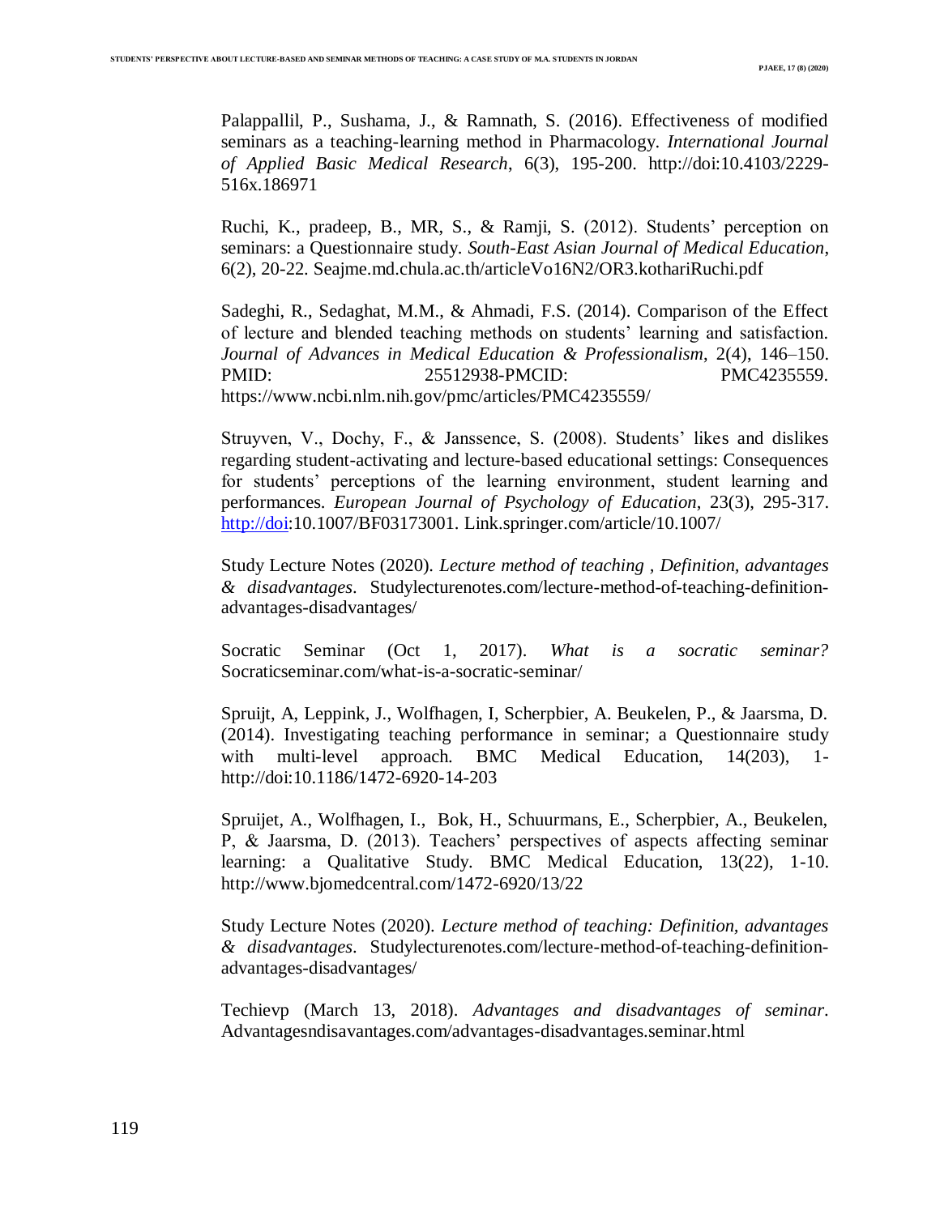Palappallil, P., Sushama, J., & Ramnath, S. (2016). Effectiveness of modified seminars as a teaching-learning method in Pharmacology. *International Journal of Applied Basic Medical Research*, 6(3), 195-200. http://doi:10.4103/2229-516x.186971

Ruchi, K., pradeep, B., MR, S., & Ramji, S. (2012). Students' perception on seminars: a Questionnaire study. *South-East Asian Journal of Medical Education*, 6(2), 20-22. Seajme.md.chula.ac.th/articleVo16N2/OR3.kothariRuchi.pdf

Sadeghi, R., Sedaghat, M.M., & Ahmadi, F.S. (2014). Comparison of the Effect of lecture and blended teaching methods on students' learning and satisfaction. *Journal of Advances in Medical Education & Professionalism*, 2(4), 146–150. PMID: 25512938-PMCID: PMC4235559. https://www.ncbi.nlm.nih.gov/pmc/articles/PMC4235559/

Struyven, V., Dochy, F., & Janssence, S. (2008). Students' likes and dislikes regarding student-activating and lecture-based educational settings: Consequences for students' perceptions of the learning environment, student learning and performances. *European Journal of Psychology of Education*, 23(3), 295-317. http://doi:10.1007/BF03173001. Link.springer.com/article/10.1007/

Study Lecture Notes (2020). *Lecture method of teaching , Definition, advantages & disadvantages*. Studylecturenotes.com/lecture-method-of-teaching-definition-advantages-disadvantages/

Socratic Seminar (Oct 1, 2017). *What is a socratic seminar?* Socraticseminar.com/what-is-a-socratic-seminar/

Spruijt, A, Leppink, J., Wolfhagen, I, Scherpbier, A. Beukelen, P., & Jaarsma, D. (2014). Investigating teaching performance in seminar; a Questionnaire study with multi-level approach. BMC Medical Education, 14(203), 1-http://doi:10.1186/1472-6920-14-203

Spruijet, A., Wolfhagen, I., Bok, H., Schuurmans, E., Scherpbier, A., Beukelen, P, & Jaarsma, D. (2013). Teachers' perspectives of aspects affecting seminar learning: a Qualitative Study. BMC Medical Education, 13(22), 1-10. http://www.bjomedcentral.com/1472-6920/13/22

Study Lecture Notes (2020). *Lecture method of teaching: Definition, advantages & disadvantages*. Studylecturenotes.com/lecture-method-of-teaching-definition-advantages-disadvantages/

Techievp (March 13, 2018). *Advantages and disadvantages of seminar*. Advantagesndisavantages.com/advantages-disadvantages.seminar.html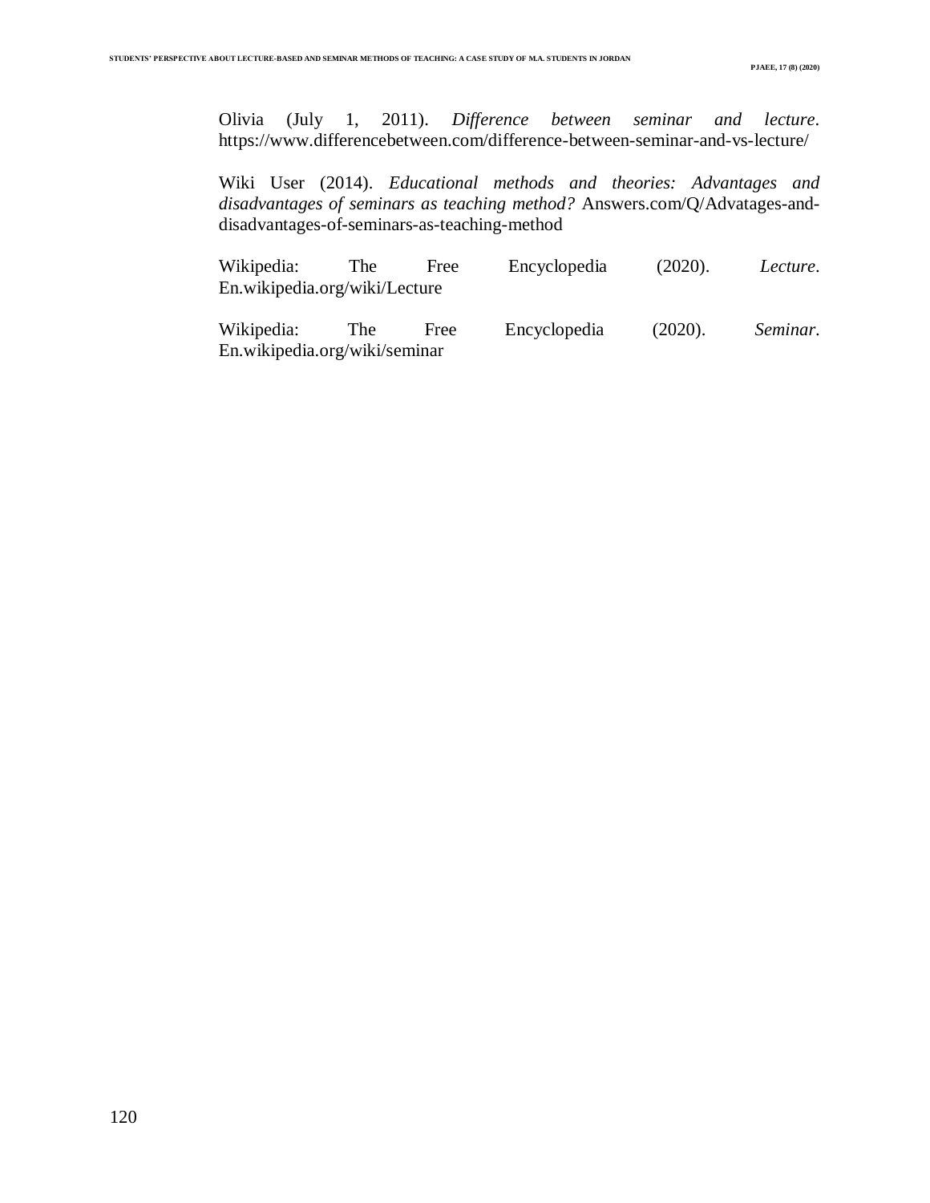Olivia (July 1, 2011). *Difference between seminar and lecture*. https://www.differencebetween.com/difference-between-seminar-and-vs-lecture/

Wiki User (2014). *Educational methods and theories: Advantages and disadvantages of seminars as teaching method?* Answers.com/Q/Advatages-and-disadvantages-of-seminars-as-teaching-method

Wikipedia: The Free Encyclopedia (2020). *Lecture*. En.wikipedia.org/wiki/Lecture

Wikipedia: The Free Encyclopedia (2020). *Seminar*. En.wikipedia.org/wiki/seminar